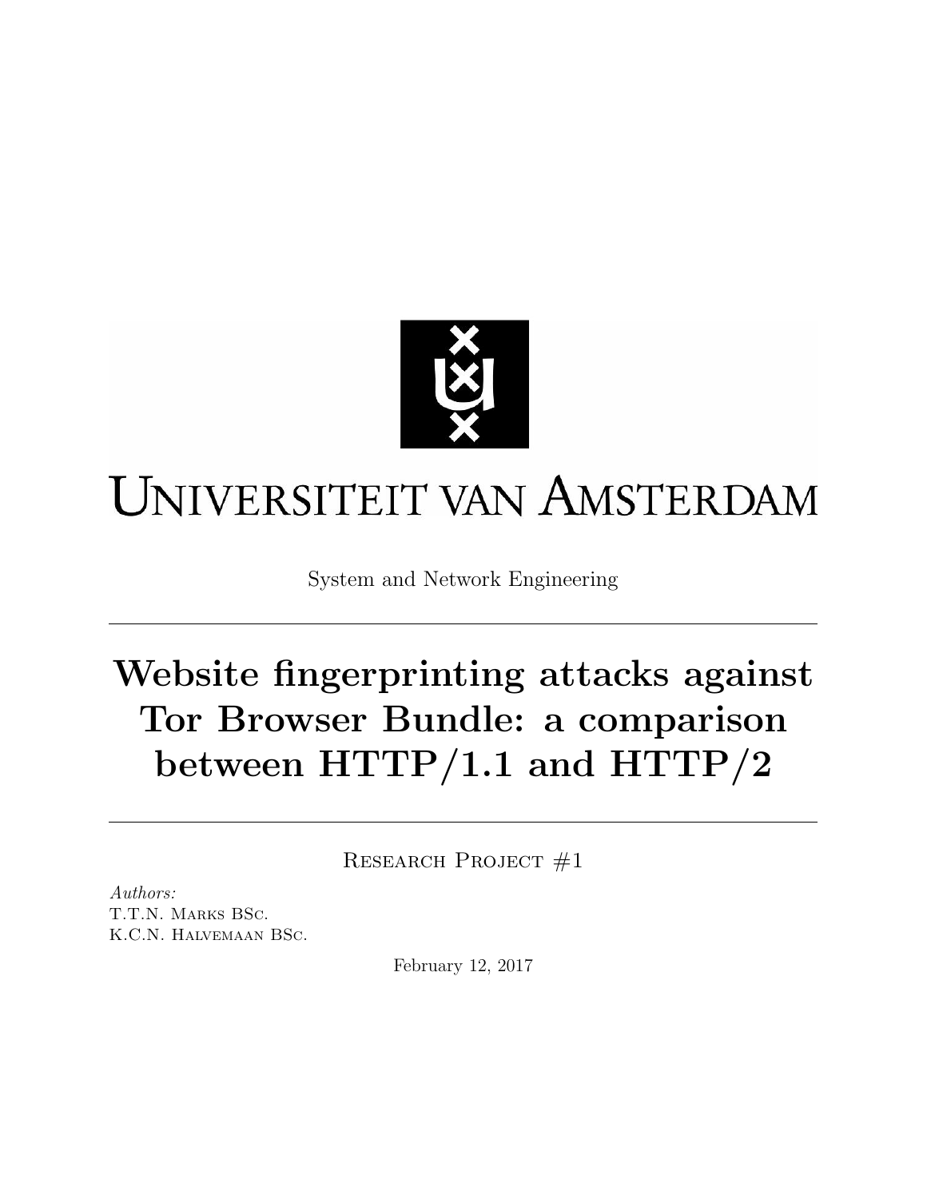Universiteit van Amsterdam

System and Network Engineering

---

# Website fingerprinting attacks against Tor Browser Bundle: a comparison between HTTP/1.1 and HTTP/2

---

Research Project #1

*Authors:*
T.T.N. Marks BSc.
K.C.N. Halvemaan BSc.

February 12, 2017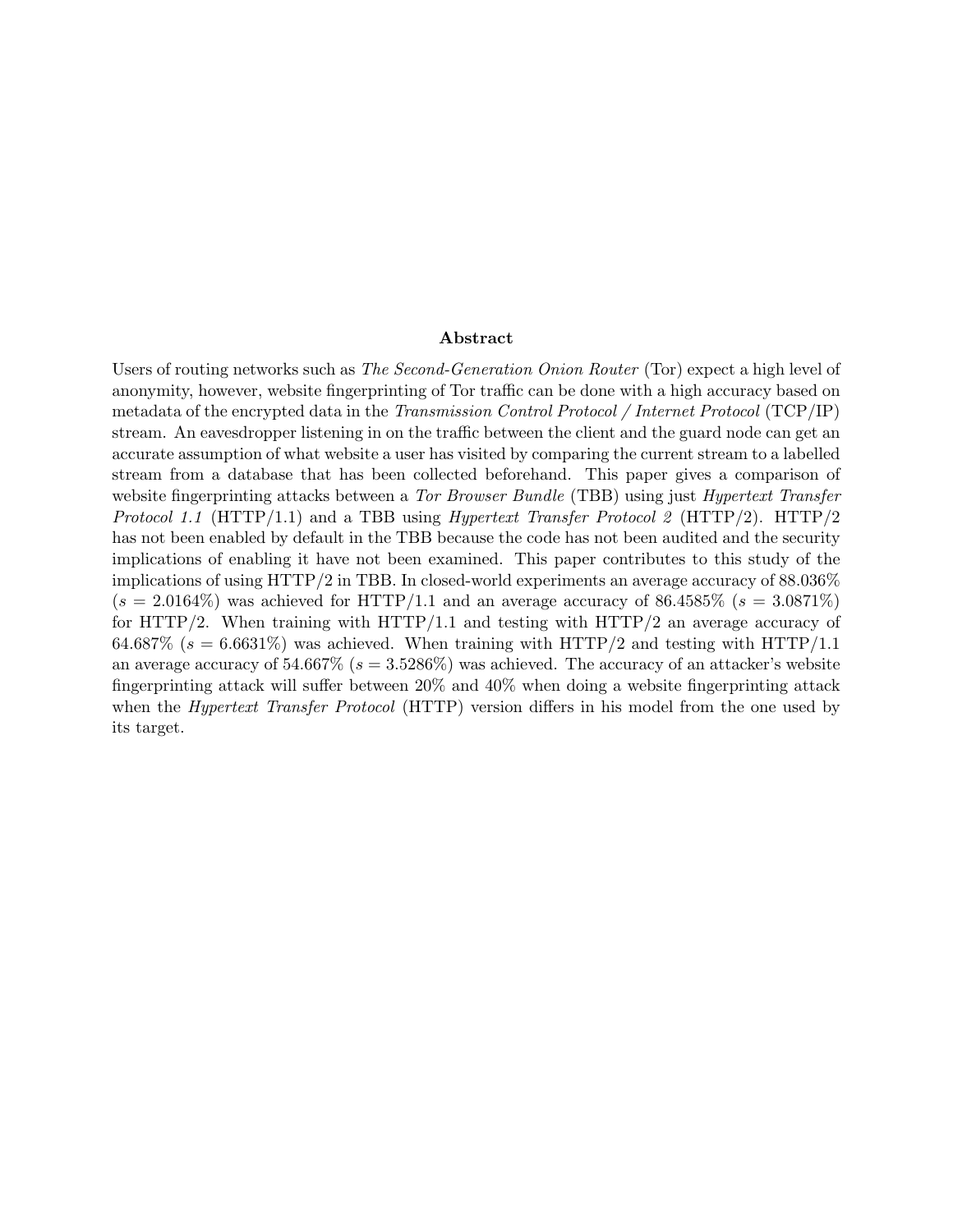## Abstract

Users of routing networks such as *The Second-Generation Onion Router* (Tor) expect a high level of anonymity, however, website fingerprinting of Tor traffic can be done with a high accuracy based on metadata of the encrypted data in the *Transmission Control Protocol / Internet Protocol* (TCP/IP) stream. An eavesdropper listening in on the traffic between the client and the guard node can get an accurate assumption of what website a user has visited by comparing the current stream to a labelled stream from a database that has been collected beforehand. This paper gives a comparison of website fingerprinting attacks between a *Tor Browser Bundle* (TBB) using just *Hypertext Transfer Protocol 1.1* (HTTP/1.1) and a TBB using *Hypertext Transfer Protocol 2* (HTTP/2). HTTP/2 has not been enabled by default in the TBB because the code has not been audited and the security implications of enabling it have not been examined. This paper contributes to this study of the implications of using HTTP/2 in TBB. In closed-world experiments an average accuracy of 88.036% ($s = 2.0164\%$) was achieved for HTTP/1.1 and an average accuracy of 86.4585% ($s = 3.0871\%$) for HTTP/2. When training with HTTP/1.1 and testing with HTTP/2 an average accuracy of 64.687% ($s = 6.6631\%$) was achieved. When training with HTTP/2 and testing with HTTP/1.1 an average accuracy of 54.667% ($s = 3.5286\%$) was achieved. The accuracy of an attacker's website fingerprinting attack will suffer between 20% and 40% when doing a website fingerprinting attack when the *Hypertext Transfer Protocol* (HTTP) version differs in his model from the one used by its target.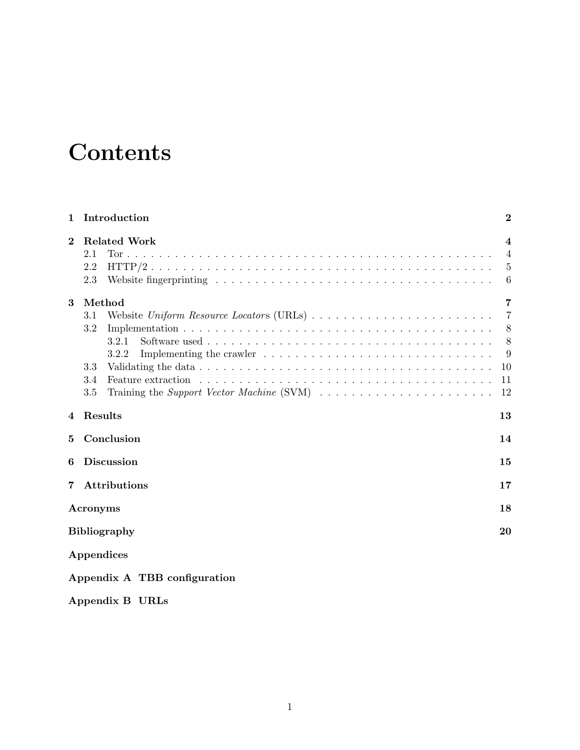# Contents

**1 Introduction** **2**

**2 Related Work** **4**

- 2.1 Tor 4
- 2.2 HTTP/2 5
- 2.3 Website fingerprinting 6

**3 Method** **7**

- 3.1 Website *Uniform Resource Locator*s (URLs) 7
- 3.2 Implementation 8
  - 3.2.1 Software used 8
  - 3.2.2 Implementing the crawler 9
- 3.3 Validating the data 10
- 3.4 Feature extraction 11
- 3.5 Training the *Support Vector Machine* (SVM) 12

**4 Results** **13**

**5 Conclusion** **14**

**6 Discussion** **15**

**7 Attributions** **17**

**Acronyms** **18**

**Bibliography** **20**

**Appendices**

**Appendix A TBB configuration**

**Appendix B URLs**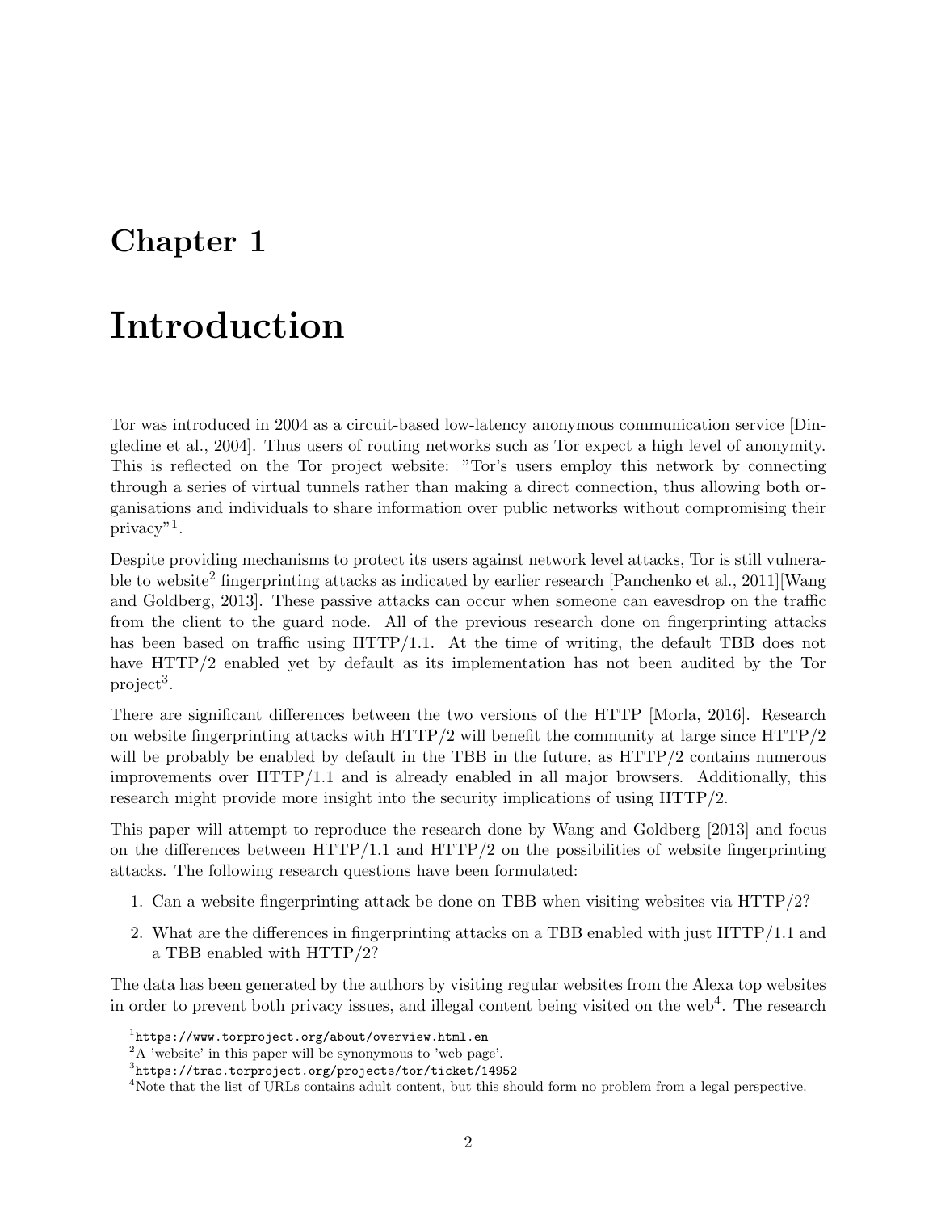# Chapter 1

# Introduction

Tor was introduced in 2004 as a circuit-based low-latency anonymous communication service [Dingledine et al., 2004]. Thus users of routing networks such as Tor expect a high level of anonymity. This is reflected on the Tor project website: "Tor's users employ this network by connecting through a series of virtual tunnels rather than making a direct connection, thus allowing both organisations and individuals to share information over public networks without compromising their privacy"[1].

Despite providing mechanisms to protect its users against network level attacks, Tor is still vulnerable to website[2] fingerprinting attacks as indicated by earlier research [Panchenko et al., 2011][Wang and Goldberg, 2013]. These passive attacks can occur when someone can eavesdrop on the traffic from the client to the guard node. All of the previous research done on fingerprinting attacks has been based on traffic using HTTP/1.1. At the time of writing, the default TBB does not have HTTP/2 enabled yet by default as its implementation has not been audited by the Tor project[3].

There are significant differences between the two versions of the HTTP [Morla, 2016]. Research on website fingerprinting attacks with HTTP/2 will benefit the community at large since HTTP/2 will be probably be enabled by default in the TBB in the future, as HTTP/2 contains numerous improvements over HTTP/1.1 and is already enabled in all major browsers. Additionally, this research might provide more insight into the security implications of using HTTP/2.

This paper will attempt to reproduce the research done by Wang and Goldberg [2013] and focus on the differences between HTTP/1.1 and HTTP/2 on the possibilities of website fingerprinting attacks. The following research questions have been formulated:

1. Can a website fingerprinting attack be done on TBB when visiting websites via HTTP/2?
2. What are the differences in fingerprinting attacks on a TBB enabled with just HTTP/1.1 and a TBB enabled with HTTP/2?

The data has been generated by the authors by visiting regular websites from the Alexa top websites in order to prevent both privacy issues, and illegal content being visited on the web[4]. The research

[1] `https://www.torproject.org/about/overview.html.en`

[2] A 'website' in this paper will be synonymous to 'web page'.

[3] `https://trac.torproject.org/projects/tor/ticket/14952`

[4] Note that the list of URLs contains adult content, but this should form no problem from a legal perspective.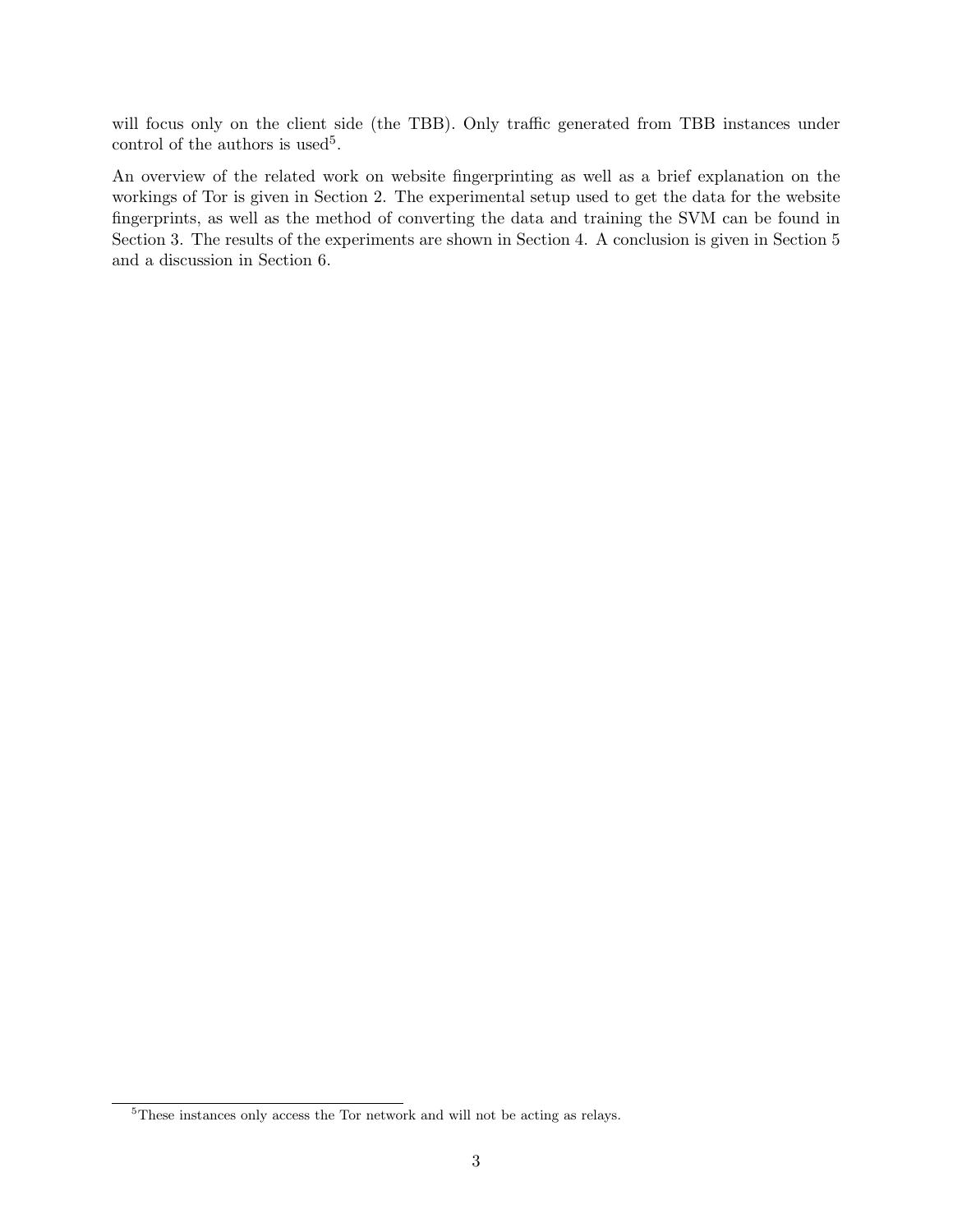will focus only on the client side (the TBB). Only traffic generated from TBB instances under control of the authors is used[5].

An overview of the related work on website fingerprinting as well as a brief explanation on the workings of Tor is given in Section 2. The experimental setup used to get the data for the website fingerprints, as well as the method of converting the data and training the SVM can be found in Section 3. The results of the experiments are shown in Section 4. A conclusion is given in Section 5 and a discussion in Section 6.

[5] These instances only access the Tor network and will not be acting as relays.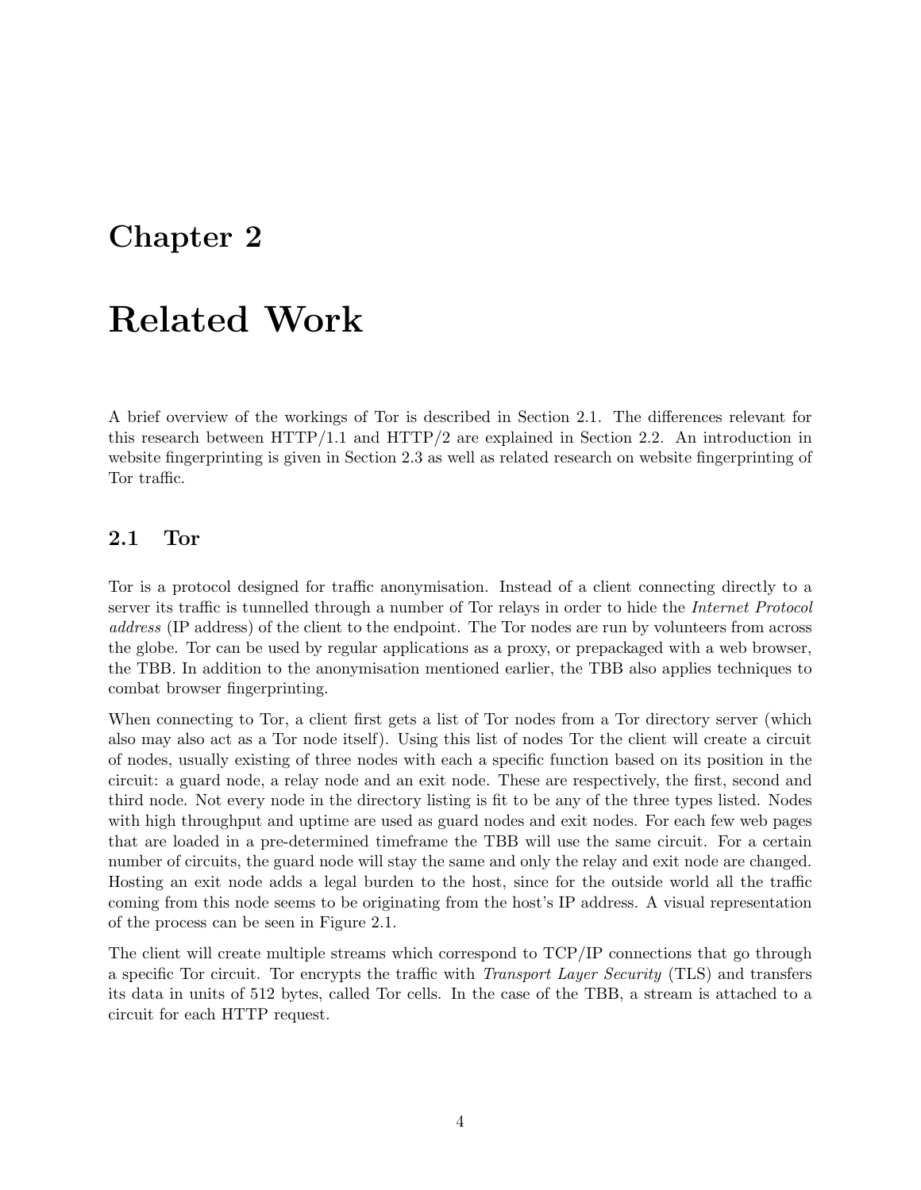# Chapter 2

# Related Work

A brief overview of the workings of Tor is described in Section 2.1. The differences relevant for this research between HTTP/1.1 and HTTP/2 are explained in Section 2.2. An introduction in website fingerprinting is given in Section 2.3 as well as related research on website fingerprinting of Tor traffic.

## 2.1 Tor

Tor is a protocol designed for traffic anonymisation. Instead of a client connecting directly to a server its traffic is tunnelled through a number of Tor relays in order to hide the *Internet Protocol address* (IP address) of the client to the endpoint. The Tor nodes are run by volunteers from across the globe. Tor can be used by regular applications as a proxy, or prepackaged with a web browser, the TBB. In addition to the anonymisation mentioned earlier, the TBB also applies techniques to combat browser fingerprinting.

When connecting to Tor, a client first gets a list of Tor nodes from a Tor directory server (which also may also act as a Tor node itself). Using this list of nodes Tor the client will create a circuit of nodes, usually existing of three nodes with each a specific function based on its position in the circuit: a guard node, a relay node and an exit node. These are respectively, the first, second and third node. Not every node in the directory listing is fit to be any of the three types listed. Nodes with high throughput and uptime are used as guard nodes and exit nodes. For each few web pages that are loaded in a pre-determined timeframe the TBB will use the same circuit. For a certain number of circuits, the guard node will stay the same and only the relay and exit node are changed. Hosting an exit node adds a legal burden to the host, since for the outside world all the traffic coming from this node seems to be originating from the host's IP address. A visual representation of the process can be seen in Figure 2.1.

The client will create multiple streams which correspond to TCP/IP connections that go through a specific Tor circuit. Tor encrypts the traffic with *Transport Layer Security* (TLS) and transfers its data in units of 512 bytes, called Tor cells. In the case of the TBB, a stream is attached to a circuit for each HTTP request.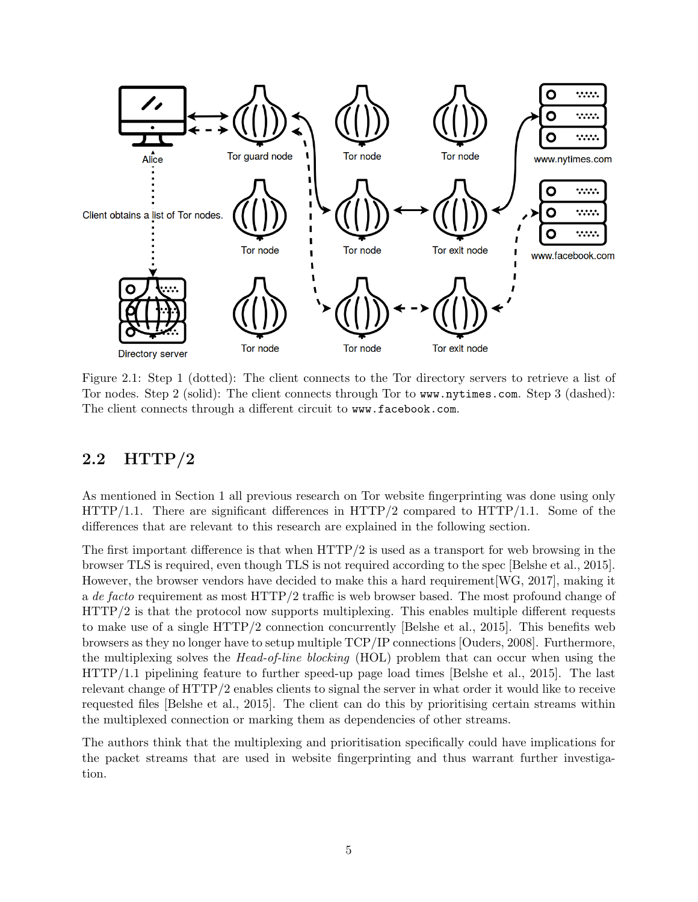Figure 2.1: Step 1 (dotted): The client connects to the Tor directory servers to retrieve a list of Tor nodes. Step 2 (solid): The client connects through Tor to `www.nytimes.com`. Step 3 (dashed): The client connects through a different circuit to `www.facebook.com`.

## 2.2 HTTP/2

As mentioned in Section 1 all previous research on Tor website fingerprinting was done using only HTTP/1.1. There are significant differences in HTTP/2 compared to HTTP/1.1. Some of the differences that are relevant to this research are explained in the following section.

The first important difference is that when HTTP/2 is used as a transport for web browsing in the browser TLS is required, even though TLS is not required according to the spec [Belshe et al., 2015]. However, the browser vendors have decided to make this a hard requirement[WG, 2017], making it a *de facto* requirement as most HTTP/2 traffic is web browser based. The most profound change of HTTP/2 is that the protocol now supports multiplexing. This enables multiple different requests to make use of a single HTTP/2 connection concurrently [Belshe et al., 2015]. This benefits web browsers as they no longer have to setup multiple TCP/IP connections [Ouders, 2008]. Furthermore, the multiplexing solves the *Head-of-line blocking* (HOL) problem that can occur when using the HTTP/1.1 pipelining feature to further speed-up page load times [Belshe et al., 2015]. The last relevant change of HTTP/2 enables clients to signal the server in what order it would like to receive requested files [Belshe et al., 2015]. The client can do this by prioritising certain streams within the multiplexed connection or marking them as dependencies of other streams.

The authors think that the multiplexing and prioritisation specifically could have implications for the packet streams that are used in website fingerprinting and thus warrant further investigation.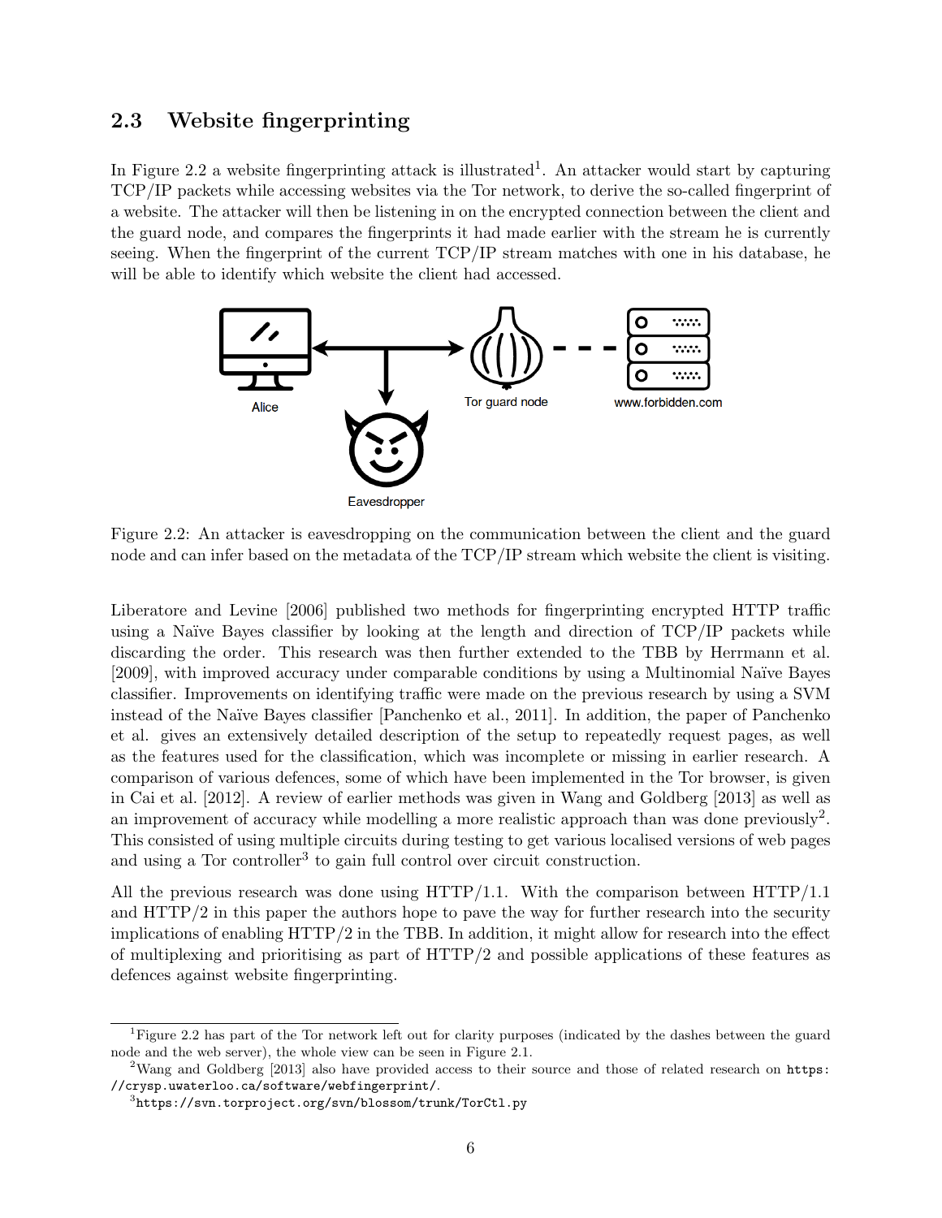## 2.3 Website fingerprinting

In Figure 2.2 a website fingerprinting attack is illustrated[1]. An attacker would start by capturing TCP/IP packets while accessing websites via the Tor network, to derive the so-called fingerprint of a website. The attacker will then be listening in on the encrypted connection between the client and the guard node, and compares the fingerprints it had made earlier with the stream he is currently seeing. When the fingerprint of the current TCP/IP stream matches with one in his database, he will be able to identify which website the client had accessed.

Figure 2.2: An attacker is eavesdropping on the communication between the client and the guard node and can infer based on the metadata of the TCP/IP stream which website the client is visiting.

Liberatore and Levine [2006] published two methods for fingerprinting encrypted HTTP traffic using a Naïve Bayes classifier by looking at the length and direction of TCP/IP packets while discarding the order. This research was then further extended to the TBB by Herrmann et al. [2009], with improved accuracy under comparable conditions by using a Multinomial Naïve Bayes classifier. Improvements on identifying traffic were made on the previous research by using a SVM instead of the Naïve Bayes classifier [Panchenko et al., 2011]. In addition, the paper of Panchenko et al. gives an extensively detailed description of the setup to repeatedly request pages, as well as the features used for the classification, which was incomplete or missing in earlier research. A comparison of various defences, some of which have been implemented in the Tor browser, is given in Cai et al. [2012]. A review of earlier methods was given in Wang and Goldberg [2013] as well as an improvement of accuracy while modelling a more realistic approach than was done previously[2]. This consisted of using multiple circuits during testing to get various localised versions of web pages and using a Tor controller[3] to gain full control over circuit construction.

All the previous research was done using HTTP/1.1. With the comparison between HTTP/1.1 and HTTP/2 in this paper the authors hope to pave the way for further research into the security implications of enabling HTTP/2 in the TBB. In addition, it might allow for research into the effect of multiplexing and prioritising as part of HTTP/2 and possible applications of these features as defences against website fingerprinting.

---

[1] Figure 2.2 has part of the Tor network left out for clarity purposes (indicated by the dashes between the guard node and the web server), the whole view can be seen in Figure 2.1.

[2] Wang and Goldberg [2013] also have provided access to their source and those of related research on `https://crysp.uwaterloo.ca/software/webfingerprint/`.

[3] `https://svn.torproject.org/svn/blossom/trunk/TorCtl.py`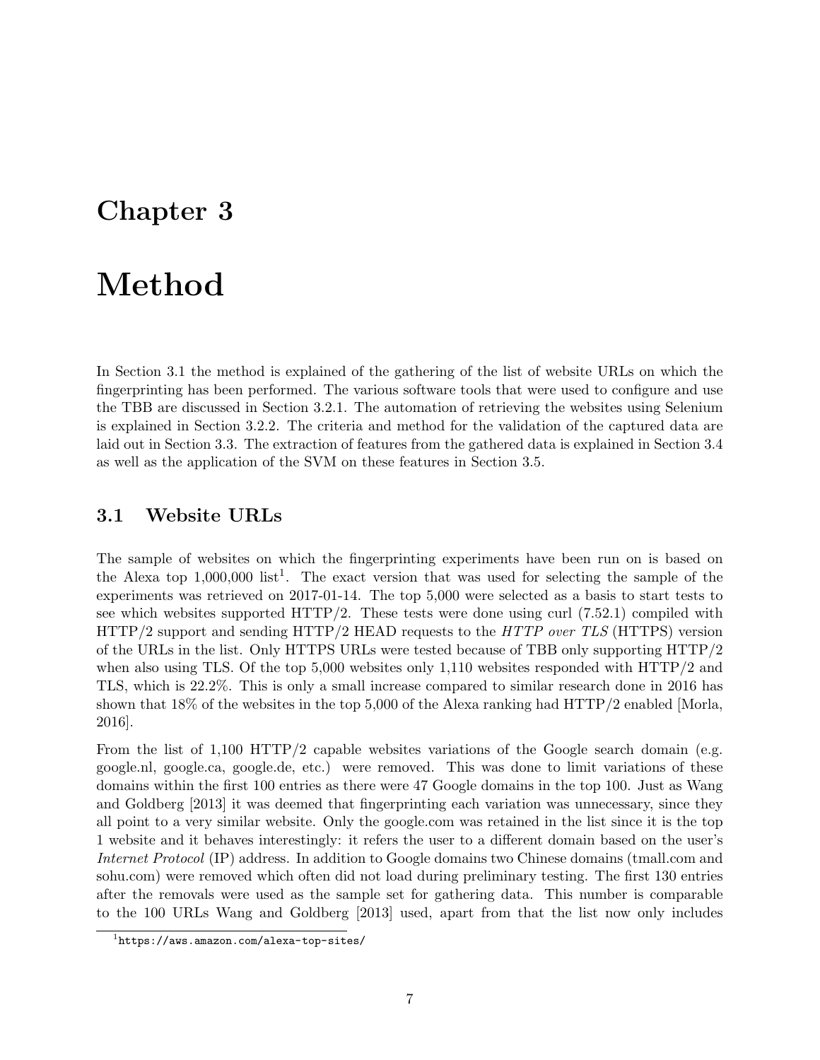# Chapter 3

# Method

In Section 3.1 the method is explained of the gathering of the list of website URLs on which the fingerprinting has been performed. The various software tools that were used to configure and use the TBB are discussed in Section 3.2.1. The automation of retrieving the websites using Selenium is explained in Section 3.2.2. The criteria and method for the validation of the captured data are laid out in Section 3.3. The extraction of features from the gathered data is explained in Section 3.4 as well as the application of the SVM on these features in Section 3.5.

## 3.1 Website URLs

The sample of websites on which the fingerprinting experiments have been run on is based on the Alexa top 1,000,000 list[1]. The exact version that was used for selecting the sample of the experiments was retrieved on 2017-01-14. The top 5,000 were selected as a basis to start tests to see which websites supported HTTP/2. These tests were done using curl (7.52.1) compiled with HTTP/2 support and sending HTTP/2 HEAD requests to the *HTTP over TLS* (HTTPS) version of the URLs in the list. Only HTTPS URLs were tested because of TBB only supporting HTTP/2 when also using TLS. Of the top 5,000 websites only 1,110 websites responded with HTTP/2 and TLS, which is 22.2%. This is only a small increase compared to similar research done in 2016 has shown that 18% of the websites in the top 5,000 of the Alexa ranking had HTTP/2 enabled [Morla, 2016].

From the list of 1,100 HTTP/2 capable websites variations of the Google search domain (e.g. google.nl, google.ca, google.de, etc.) were removed. This was done to limit variations of these domains within the first 100 entries as there were 47 Google domains in the top 100. Just as Wang and Goldberg [2013] it was deemed that fingerprinting each variation was unnecessary, since they all point to a very similar website. Only the google.com was retained in the list since it is the top 1 website and it behaves interestingly: it refers the user to a different domain based on the user's *Internet Protocol* (IP) address. In addition to Google domains two Chinese domains (tmall.com and sohu.com) were removed which often did not load during preliminary testing. The first 130 entries after the removals were used as the sample set for gathering data. This number is comparable to the 100 URLs Wang and Goldberg [2013] used, apart from that the list now only includes

[1] https://aws.amazon.com/alexa-top-sites/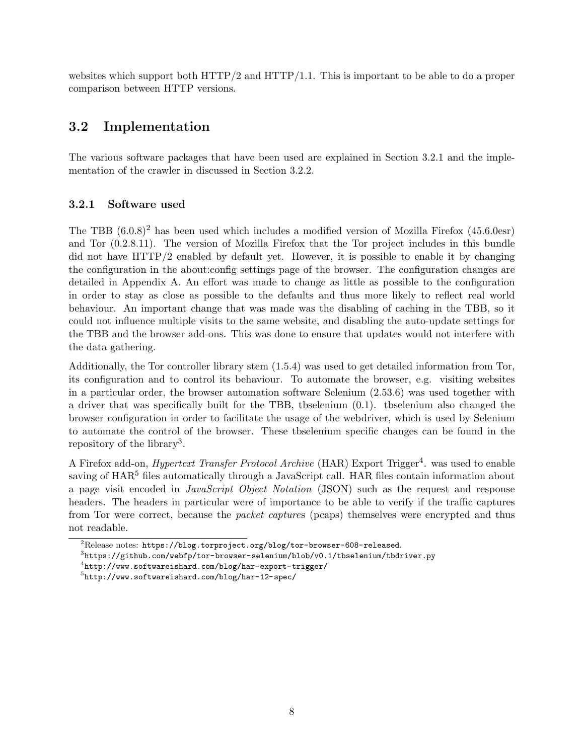websites which support both HTTP/2 and HTTP/1.1. This is important to be able to do a proper comparison between HTTP versions.

## 3.2 Implementation

The various software packages that have been used are explained in Section 3.2.1 and the implementation of the crawler in discussed in Section 3.2.2.

### 3.2.1 Software used

The TBB (6.0.8)[2] has been used which includes a modified version of Mozilla Firefox (45.6.0esr) and Tor (0.2.8.11). The version of Mozilla Firefox that the Tor project includes in this bundle did not have HTTP/2 enabled by default yet. However, it is possible to enable it by changing the configuration in the about:config settings page of the browser. The configuration changes are detailed in Appendix A. An effort was made to change as little as possible to the configuration in order to stay as close as possible to the defaults and thus more likely to reflect real world behaviour. An important change that was made was the disabling of caching in the TBB, so it could not influence multiple visits to the same website, and disabling the auto-update settings for the TBB and the browser add-ons. This was done to ensure that updates would not interfere with the data gathering.

Additionally, the Tor controller library stem (1.5.4) was used to get detailed information from Tor, its configuration and to control its behaviour. To automate the browser, e.g. visiting websites in a particular order, the browser automation software Selenium (2.53.6) was used together with a driver that was specifically built for the TBB, tbselenium (0.1). tbselenium also changed the browser configuration in order to facilitate the usage of the webdriver, which is used by Selenium to automate the control of the browser. These tbselenium specific changes can be found in the repository of the library[3].

A Firefox add-on, *Hypertext Transfer Protocol Archive* (HAR) Export Trigger[4]. was used to enable saving of HAR[5] files automatically through a JavaScript call. HAR files contain information about a page visit encoded in *JavaScript Object Notation* (JSON) such as the request and response headers. The headers in particular were of importance to be able to verify if the traffic captures from Tor were correct, because the *packet capture*s (pcaps) themselves were encrypted and thus not readable.

[2] Release notes: `https://blog.torproject.org/blog/tor-browser-608-released`.

[3] `https://github.com/webfp/tor-browser-selenium/blob/v0.1/tbselenium/tbdriver.py`

[4] `http://www.softwareishard.com/blog/har-export-trigger/`

[5] `http://www.softwareishard.com/blog/har-12-spec/`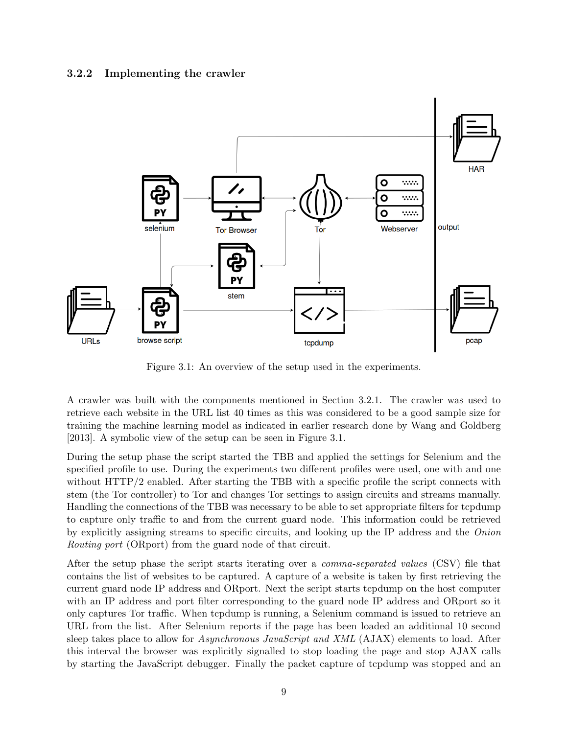### 3.2.2 Implementing the crawler

Figure 3.1: An overview of the setup used in the experiments.

A crawler was built with the components mentioned in Section 3.2.1. The crawler was used to retrieve each website in the URL list 40 times as this was considered to be a good sample size for training the machine learning model as indicated in earlier research done by Wang and Goldberg [2013]. A symbolic view of the setup can be seen in Figure 3.1.

During the setup phase the script started the TBB and applied the settings for Selenium and the specified profile to use. During the experiments two different profiles were used, one with and one without HTTP/2 enabled. After starting the TBB with a specific profile the script connects with stem (the Tor controller) to Tor and changes Tor settings to assign circuits and streams manually. Handling the connections of the TBB was necessary to be able to set appropriate filters for tcpdump to capture only traffic to and from the current guard node. This information could be retrieved by explicitly assigning streams to specific circuits, and looking up the IP address and the *Onion Routing port* (ORport) from the guard node of that circuit.

After the setup phase the script starts iterating over a *comma-separated values* (CSV) file that contains the list of websites to be captured. A capture of a website is taken by first retrieving the current guard node IP address and ORport. Next the script starts tcpdump on the host computer with an IP address and port filter corresponding to the guard node IP address and ORport so it only captures Tor traffic. When tcpdump is running, a Selenium command is issued to retrieve an URL from the list. After Selenium reports if the page has been loaded an additional 10 second sleep takes place to allow for *Asynchronous JavaScript and XML* (AJAX) elements to load. After this interval the browser was explicitly signalled to stop loading the page and stop AJAX calls by starting the JavaScript debugger. Finally the packet capture of tcpdump was stopped and an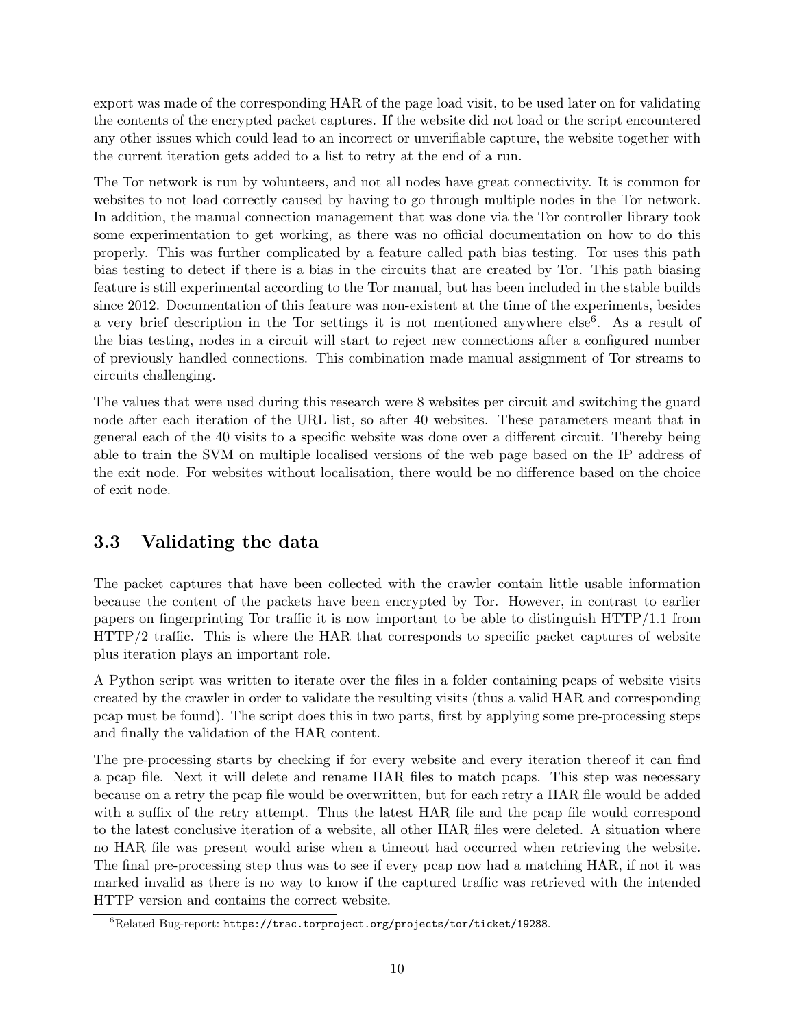export was made of the corresponding HAR of the page load visit, to be used later on for validating the contents of the encrypted packet captures. If the website did not load or the script encountered any other issues which could lead to an incorrect or unverifiable capture, the website together with the current iteration gets added to a list to retry at the end of a run.

The Tor network is run by volunteers, and not all nodes have great connectivity. It is common for websites to not load correctly caused by having to go through multiple nodes in the Tor network. In addition, the manual connection management that was done via the Tor controller library took some experimentation to get working, as there was no official documentation on how to do this properly. This was further complicated by a feature called path bias testing. Tor uses this path bias testing to detect if there is a bias in the circuits that are created by Tor. This path biasing feature is still experimental according to the Tor manual, but has been included in the stable builds since 2012. Documentation of this feature was non-existent at the time of the experiments, besides a very brief description in the Tor settings it is not mentioned anywhere else[6]. As a result of the bias testing, nodes in a circuit will start to reject new connections after a configured number of previously handled connections. This combination made manual assignment of Tor streams to circuits challenging.

The values that were used during this research were 8 websites per circuit and switching the guard node after each iteration of the URL list, so after 40 websites. These parameters meant that in general each of the 40 visits to a specific website was done over a different circuit. Thereby being able to train the SVM on multiple localised versions of the web page based on the IP address of the exit node. For websites without localisation, there would be no difference based on the choice of exit node.

## 3.3 Validating the data

The packet captures that have been collected with the crawler contain little usable information because the content of the packets have been encrypted by Tor. However, in contrast to earlier papers on fingerprinting Tor traffic it is now important to be able to distinguish HTTP/1.1 from HTTP/2 traffic. This is where the HAR that corresponds to specific packet captures of website plus iteration plays an important role.

A Python script was written to iterate over the files in a folder containing pcaps of website visits created by the crawler in order to validate the resulting visits (thus a valid HAR and corresponding pcap must be found). The script does this in two parts, first by applying some pre-processing steps and finally the validation of the HAR content.

The pre-processing starts by checking if for every website and every iteration thereof it can find a pcap file. Next it will delete and rename HAR files to match pcaps. This step was necessary because on a retry the pcap file would be overwritten, but for each retry a HAR file would be added with a suffix of the retry attempt. Thus the latest HAR file and the pcap file would correspond to the latest conclusive iteration of a website, all other HAR files were deleted. A situation where no HAR file was present would arise when a timeout had occurred when retrieving the website. The final pre-processing step thus was to see if every pcap now had a matching HAR, if not it was marked invalid as there is no way to know if the captured traffic was retrieved with the intended HTTP version and contains the correct website.

[6] Related Bug-report: https://trac.torproject.org/projects/tor/ticket/19288.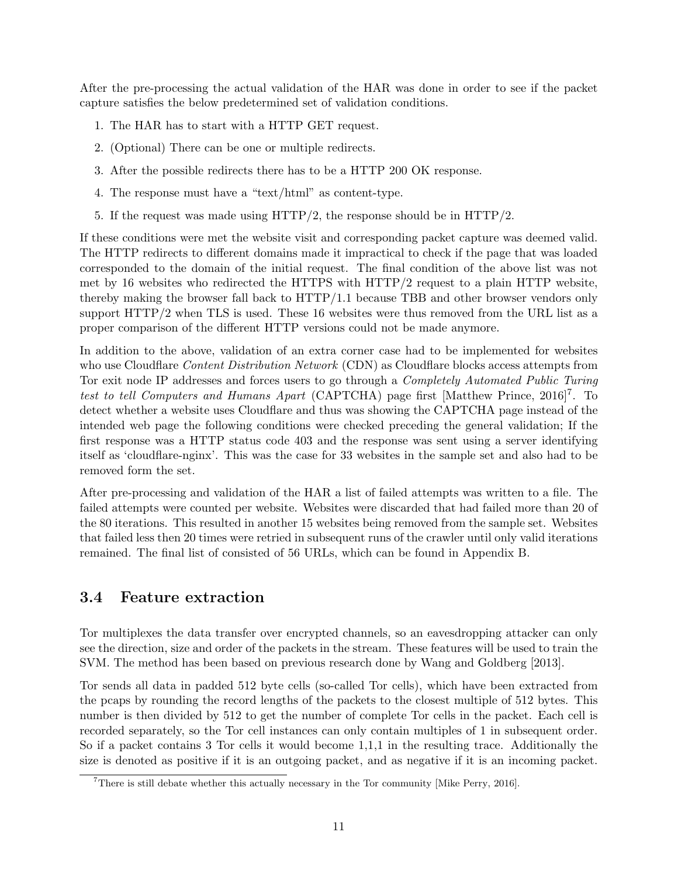After the pre-processing the actual validation of the HAR was done in order to see if the packet capture satisfies the below predetermined set of validation conditions.

1. The HAR has to start with a HTTP GET request.
2. (Optional) There can be one or multiple redirects.
3. After the possible redirects there has to be a HTTP 200 OK response.
4. The response must have a "text/html" as content-type.
5. If the request was made using HTTP/2, the response should be in HTTP/2.

If these conditions were met the website visit and corresponding packet capture was deemed valid. The HTTP redirects to different domains made it impractical to check if the page that was loaded corresponded to the domain of the initial request. The final condition of the above list was not met by 16 websites who redirected the HTTPS with HTTP/2 request to a plain HTTP website, thereby making the browser fall back to HTTP/1.1 because TBB and other browser vendors only support HTTP/2 when TLS is used. These 16 websites were thus removed from the URL list as a proper comparison of the different HTTP versions could not be made anymore.

In addition to the above, validation of an extra corner case had to be implemented for websites who use Cloudflare *Content Distribution Network* (CDN) as Cloudflare blocks access attempts from Tor exit node IP addresses and forces users to go through a *Completely Automated Public Turing test to tell Computers and Humans Apart* (CAPTCHA) page first [Matthew Prince, 2016][7]. To detect whether a website uses Cloudflare and thus was showing the CAPTCHA page instead of the intended web page the following conditions were checked preceding the general validation; If the first response was a HTTP status code 403 and the response was sent using a server identifying itself as 'cloudflare-nginx'. This was the case for 33 websites in the sample set and also had to be removed form the set.

After pre-processing and validation of the HAR a list of failed attempts was written to a file. The failed attempts were counted per website. Websites were discarded that had failed more than 20 of the 80 iterations. This resulted in another 15 websites being removed from the sample set. Websites that failed less then 20 times were retried in subsequent runs of the crawler until only valid iterations remained. The final list of consisted of 56 URLs, which can be found in Appendix B.

## 3.4 Feature extraction

Tor multiplexes the data transfer over encrypted channels, so an eavesdropping attacker can only see the direction, size and order of the packets in the stream. These features will be used to train the SVM. The method has been based on previous research done by Wang and Goldberg [2013].

Tor sends all data in padded 512 byte cells (so-called Tor cells), which have been extracted from the pcaps by rounding the record lengths of the packets to the closest multiple of 512 bytes. This number is then divided by 512 to get the number of complete Tor cells in the packet. Each cell is recorded separately, so the Tor cell instances can only contain multiples of 1 in subsequent order. So if a packet contains 3 Tor cells it would become 1,1,1 in the resulting trace. Additionally the size is denoted as positive if it is an outgoing packet, and as negative if it is an incoming packet.

[7] There is still debate whether this actually necessary in the Tor community [Mike Perry, 2016].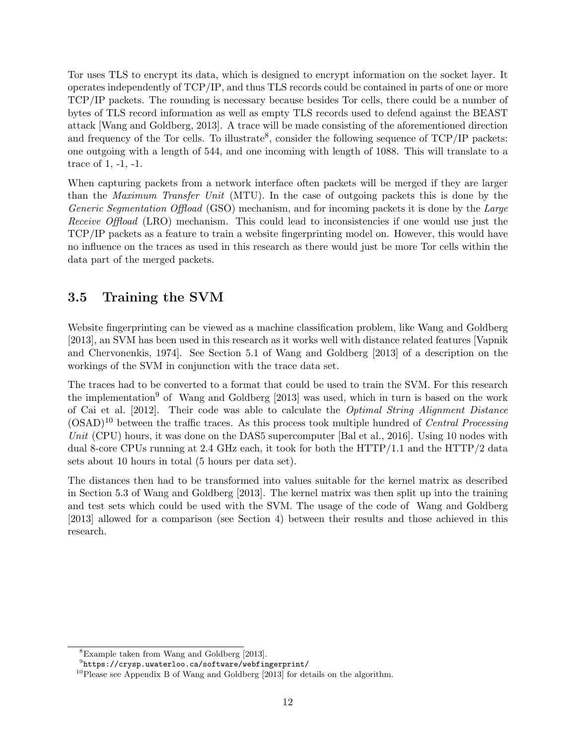Tor uses TLS to encrypt its data, which is designed to encrypt information on the socket layer. It operates independently of TCP/IP, and thus TLS records could be contained in parts of one or more TCP/IP packets. The rounding is necessary because besides Tor cells, there could be a number of bytes of TLS record information as well as empty TLS records used to defend against the BEAST attack [Wang and Goldberg, 2013]. A trace will be made consisting of the aforementioned direction and frequency of the Tor cells. To illustrate[8], consider the following sequence of TCP/IP packets: one outgoing with a length of 544, and one incoming with length of 1088. This will translate to a trace of 1, -1, -1.

When capturing packets from a network interface often packets will be merged if they are larger than the *Maximum Transfer Unit* (MTU). In the case of outgoing packets this is done by the *Generic Segmentation Offload* (GSO) mechanism, and for incoming packets it is done by the *Large Receive Offload* (LRO) mechanism. This could lead to inconsistencies if one would use just the TCP/IP packets as a feature to train a website fingerprinting model on. However, this would have no influence on the traces as used in this research as there would just be more Tor cells within the data part of the merged packets.

## 3.5 Training the SVM

Website fingerprinting can be viewed as a machine classification problem, like Wang and Goldberg [2013], an SVM has been used in this research as it works well with distance related features [Vapnik and Chervonenkis, 1974]. See Section 5.1 of Wang and Goldberg [2013] of a description on the workings of the SVM in conjunction with the trace data set.

The traces had to be converted to a format that could be used to train the SVM. For this research the implementation[9] of Wang and Goldberg [2013] was used, which in turn is based on the work of Cai et al. [2012]. Their code was able to calculate the *Optimal String Alignment Distance* (OSAD)[10] between the traffic traces. As this process took multiple hundred of *Central Processing Unit* (CPU) hours, it was done on the DAS5 supercomputer [Bal et al., 2016]. Using 10 nodes with dual 8-core CPUs running at 2.4 GHz each, it took for both the HTTP/1.1 and the HTTP/2 data sets about 10 hours in total (5 hours per data set).

The distances then had to be transformed into values suitable for the kernel matrix as described in Section 5.3 of Wang and Goldberg [2013]. The kernel matrix was then split up into the training and test sets which could be used with the SVM. The usage of the code of Wang and Goldberg [2013] allowed for a comparison (see Section 4) between their results and those achieved in this research.

---

[8] Example taken from Wang and Goldberg [2013].

[9] `https://crysp.uwaterloo.ca/software/webfingerprint/`

[10] Please see Appendix B of Wang and Goldberg [2013] for details on the algorithm.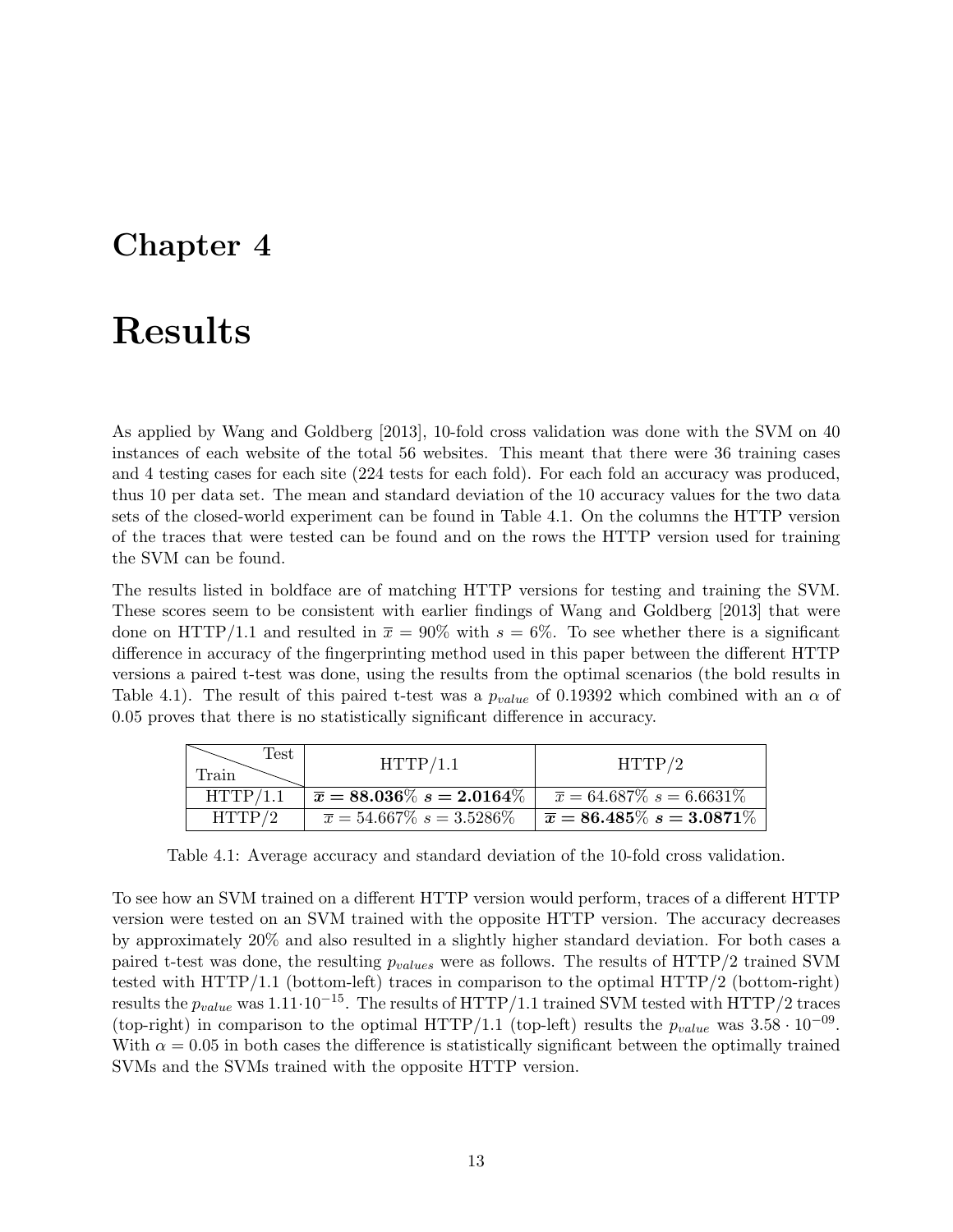# Chapter 4

# Results

As applied by Wang and Goldberg [2013], 10-fold cross validation was done with the SVM on 40 instances of each website of the total 56 websites. This meant that there were 36 training cases and 4 testing cases for each site (224 tests for each fold). For each fold an accuracy was produced, thus 10 per data set. The mean and standard deviation of the 10 accuracy values for the two data sets of the closed-world experiment can be found in Table 4.1. On the columns the HTTP version of the traces that were tested can be found and on the rows the HTTP version used for training the SVM can be found.

The results listed in boldface are of matching HTTP versions for testing and training the SVM. These scores seem to be consistent with earlier findings of Wang and Goldberg [2013] that were done on HTTP/1.1 and resulted in $\overline{x} = 90\%$ with $s = 6\%$. To see whether there is a significant difference in accuracy of the fingerprinting method used in this paper between the different HTTP versions a paired t-test was done, using the results from the optimal scenarios (the bold results in Table 4.1). The result of this paired t-test was a $p_{value}$ of 0.19392 which combined with an $\alpha$ of 0.05 proves that there is no statistically significant difference in accuracy.

| Train \ Test | HTTP/1.1 | HTTP/2 |
|---|---|---|
| HTTP/1.1 | $\boldsymbol{\overline{x} = 88.036\%}$ $\boldsymbol{s = 2.0164\%}$ | $\overline{x} = 64.687\%$ $s = 6.6631\%$ |
| HTTP/2 | $\overline{x} = 54.667\%$ $s = 3.5286\%$ | $\boldsymbol{\overline{x} = 86.485\%}$ $\boldsymbol{s = 3.0871\%}$ |

Table 4.1: Average accuracy and standard deviation of the 10-fold cross validation.

To see how an SVM trained on a different HTTP version would perform, traces of a different HTTP version were tested on an SVM trained with the opposite HTTP version. The accuracy decreases by approximately 20% and also resulted in a slightly higher standard deviation. For both cases a paired t-test was done, the resulting $p_{values}$ were as follows. The results of HTTP/2 trained SVM tested with HTTP/1.1 (bottom-left) traces in comparison to the optimal HTTP/2 (bottom-right) results the $p_{value}$ was $1.11 \cdot 10^{-15}$. The results of HTTP/1.1 trained SVM tested with HTTP/2 traces (top-right) in comparison to the optimal HTTP/1.1 (top-left) results the $p_{value}$ was $3.58 \cdot 10^{-09}$. With $\alpha = 0.05$ in both cases the difference is statistically significant between the optimally trained SVMs and the SVMs trained with the opposite HTTP version.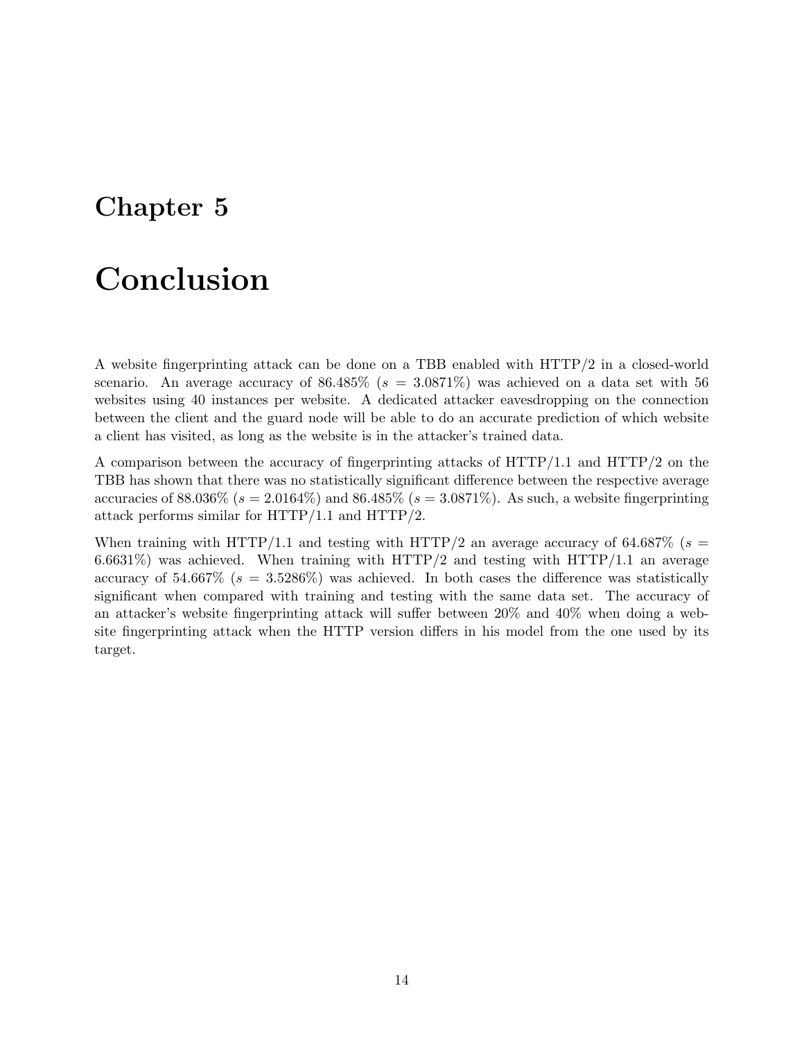# Chapter 5

# Conclusion

A website fingerprinting attack can be done on a TBB enabled with HTTP/2 in a closed-world scenario. An average accuracy of 86.485% ($s$ = 3.0871%) was achieved on a data set with 56 websites using 40 instances per website. A dedicated attacker eavesdropping on the connection between the client and the guard node will be able to do an accurate prediction of which website a client has visited, as long as the website is in the attacker's trained data.

A comparison between the accuracy of fingerprinting attacks of HTTP/1.1 and HTTP/2 on the TBB has shown that there was no statistically significant difference between the respective average accuracies of 88.036% ($s$ = 2.0164%) and 86.485% ($s$ = 3.0871%). As such, a website fingerprinting attack performs similar for HTTP/1.1 and HTTP/2.

When training with HTTP/1.1 and testing with HTTP/2 an average accuracy of 64.687% ($s$ = 6.6631%) was achieved. When training with HTTP/2 and testing with HTTP/1.1 an average accuracy of 54.667% ($s$ = 3.5286%) was achieved. In both cases the difference was statistically significant when compared with training and testing with the same data set. The accuracy of an attacker's website fingerprinting attack will suffer between 20% and 40% when doing a website fingerprinting attack when the HTTP version differs in his model from the one used by its target.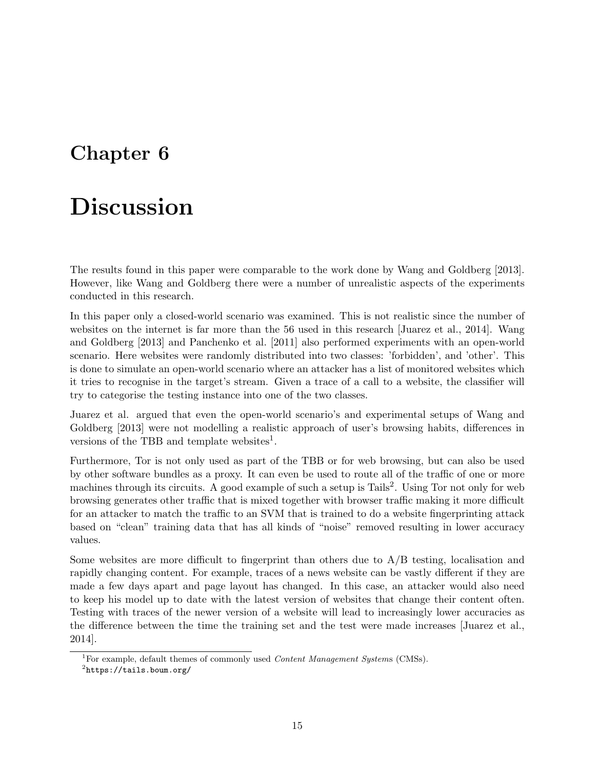# Chapter 6

# Discussion

The results found in this paper were comparable to the work done by Wang and Goldberg [2013]. However, like Wang and Goldberg there were a number of unrealistic aspects of the experiments conducted in this research.

In this paper only a closed-world scenario was examined. This is not realistic since the number of websites on the internet is far more than the 56 used in this research [Juarez et al., 2014]. Wang and Goldberg [2013] and Panchenko et al. [2011] also performed experiments with an open-world scenario. Here websites were randomly distributed into two classes: 'forbidden', and 'other'. This is done to simulate an open-world scenario where an attacker has a list of monitored websites which it tries to recognise in the target's stream. Given a trace of a call to a website, the classifier will try to categorise the testing instance into one of the two classes.

Juarez et al. argued that even the open-world scenario's and experimental setups of Wang and Goldberg [2013] were not modelling a realistic approach of user's browsing habits, differences in versions of the TBB and template websites[1].

Furthermore, Tor is not only used as part of the TBB or for web browsing, but can also be used by other software bundles as a proxy. It can even be used to route all of the traffic of one or more machines through its circuits. A good example of such a setup is Tails[2]. Using Tor not only for web browsing generates other traffic that is mixed together with browser traffic making it more difficult for an attacker to match the traffic to an SVM that is trained to do a website fingerprinting attack based on "clean" training data that has all kinds of "noise" removed resulting in lower accuracy values.

Some websites are more difficult to fingerprint than others due to A/B testing, localisation and rapidly changing content. For example, traces of a news website can be vastly different if they are made a few days apart and page layout has changed. In this case, an attacker would also need to keep his model up to date with the latest version of websites that change their content often. Testing with traces of the newer version of a website will lead to increasingly lower accuracies as the difference between the time the training set and the test were made increases [Juarez et al., 2014].

[1] For example, default themes of commonly used *Content Management Systems* (CMSs).

[2] `https://tails.boum.org/`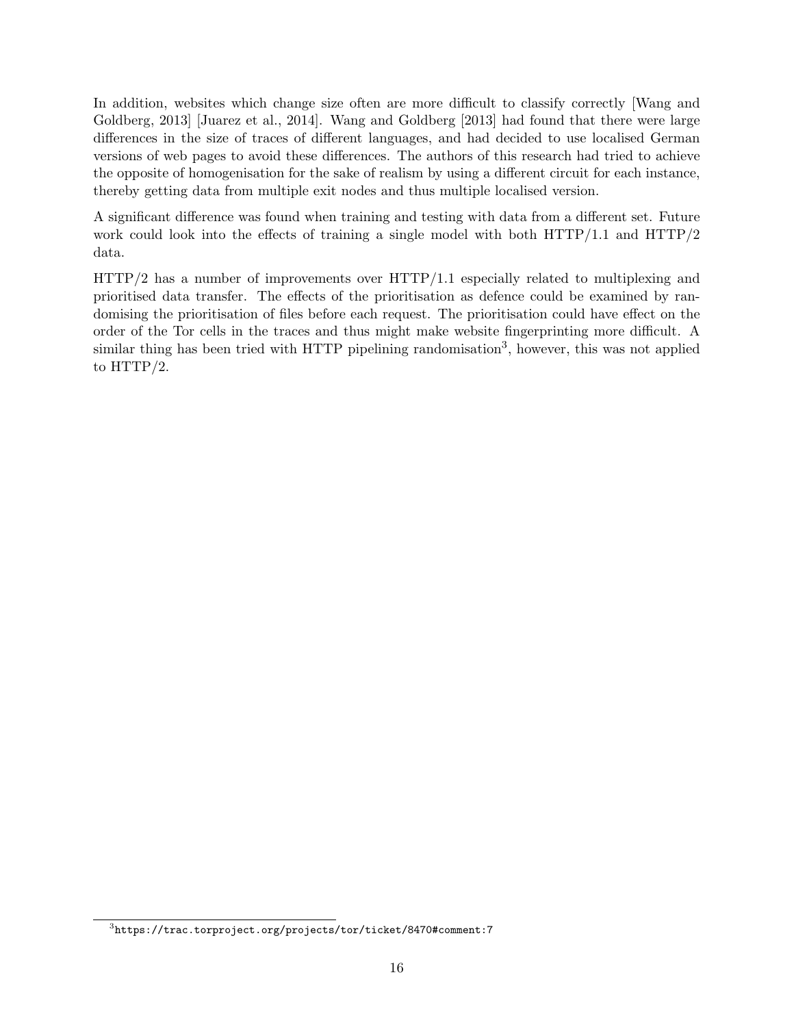In addition, websites which change size often are more difficult to classify correctly [Wang and Goldberg, 2013] [Juarez et al., 2014]. Wang and Goldberg [2013] had found that there were large differences in the size of traces of different languages, and had decided to use localised German versions of web pages to avoid these differences. The authors of this research had tried to achieve the opposite of homogenisation for the sake of realism by using a different circuit for each instance, thereby getting data from multiple exit nodes and thus multiple localised version.

A significant difference was found when training and testing with data from a different set. Future work could look into the effects of training a single model with both HTTP/1.1 and HTTP/2 data.

HTTP/2 has a number of improvements over HTTP/1.1 especially related to multiplexing and prioritised data transfer. The effects of the prioritisation as defence could be examined by randomising the prioritisation of files before each request. The prioritisation could have effect on the order of the Tor cells in the traces and thus might make website fingerprinting more difficult. A similar thing has been tried with HTTP pipelining randomisation[3], however, this was not applied to HTTP/2.

[3] https://trac.torproject.org/projects/tor/ticket/8470#comment:7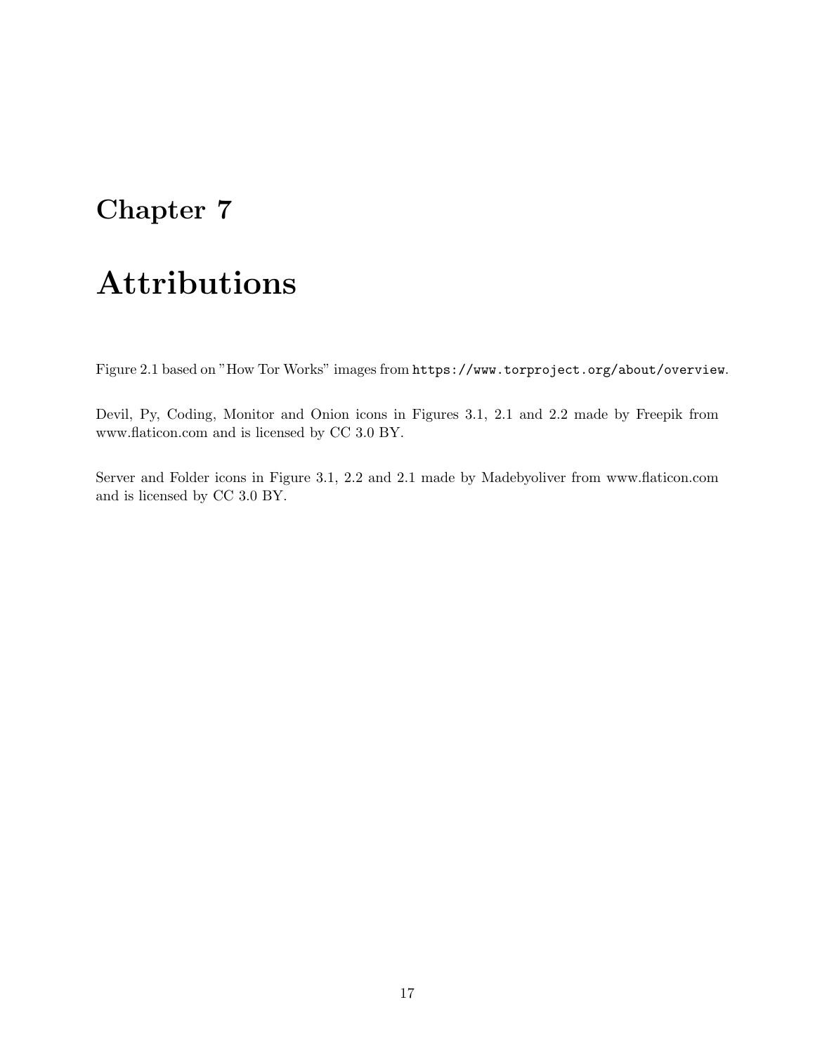# Chapter 7

# Attributions

Figure 2.1 based on "How Tor Works" images from `https://www.torproject.org/about/overview`.

Devil, Py, Coding, Monitor and Onion icons in Figures 3.1, 2.1 and 2.2 made by Freepik from www.flaticon.com and is licensed by CC 3.0 BY.

Server and Folder icons in Figure 3.1, 2.2 and 2.1 made by Madebyoliver from www.flaticon.com and is licensed by CC 3.0 BY.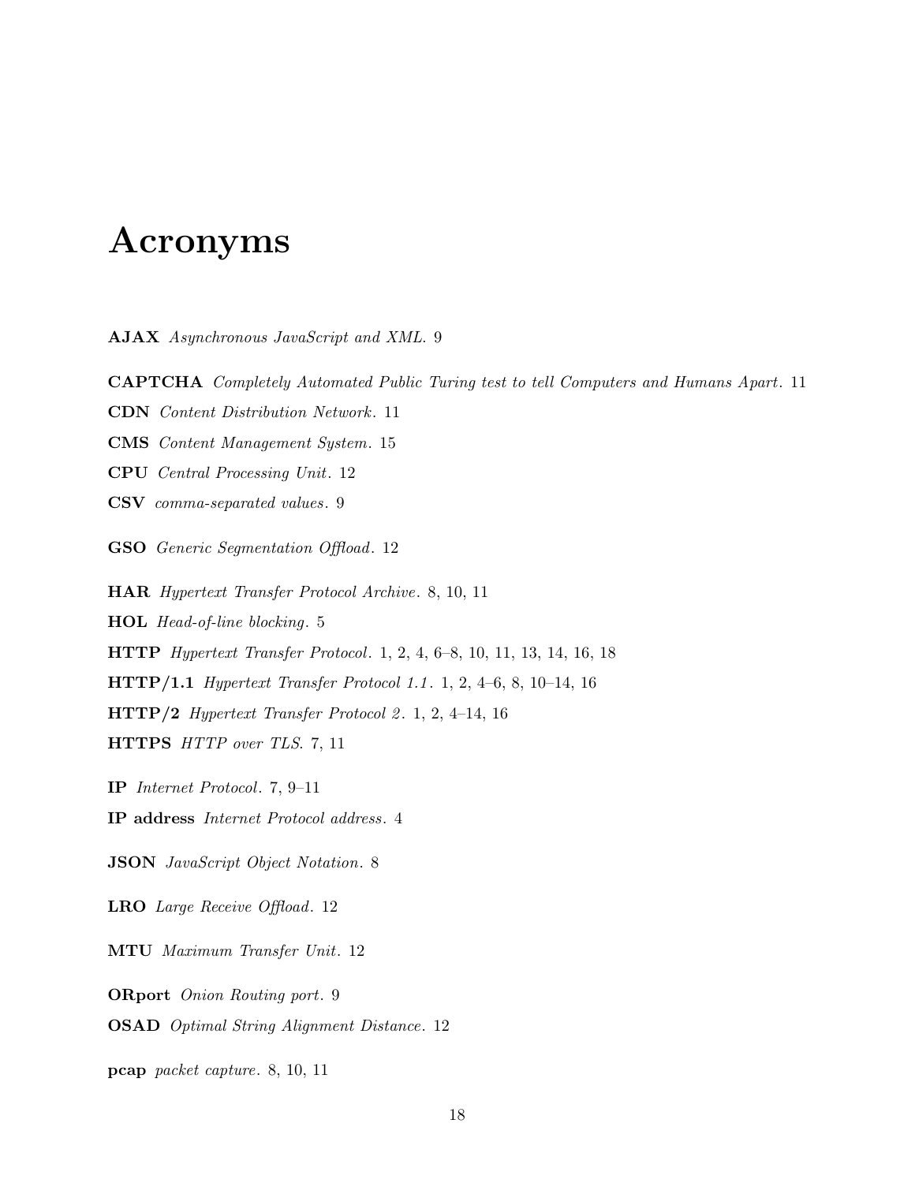# Acronyms

**AJAX** *Asynchronous JavaScript and XML*. 9

**CAPTCHA** *Completely Automated Public Turing test to tell Computers and Humans Apart*. 11

**CDN** *Content Distribution Network*. 11

**CMS** *Content Management System*. 15

**CPU** *Central Processing Unit*. 12

**CSV** *comma-separated values*. 9

**GSO** *Generic Segmentation Offload*. 12

**HAR** *Hypertext Transfer Protocol Archive*. 8, 10, 11

**HOL** *Head-of-line blocking*. 5

**HTTP** *Hypertext Transfer Protocol*. 1, 2, 4, 6–8, 10, 11, 13, 14, 16, 18

**HTTP/1.1** *Hypertext Transfer Protocol 1.1*. 1, 2, 4–6, 8, 10–14, 16

**HTTP/2** *Hypertext Transfer Protocol 2*. 1, 2, 4–14, 16

**HTTPS** *HTTP over TLS*. 7, 11

**IP** *Internet Protocol*. 7, 9–11

**IP address** *Internet Protocol address*. 4

**JSON** *JavaScript Object Notation*. 8

**LRO** *Large Receive Offload*. 12

**MTU** *Maximum Transfer Unit*. 12

**ORport** *Onion Routing port*. 9

**OSAD** *Optimal String Alignment Distance*. 12

**pcap** *packet capture*. 8, 10, 11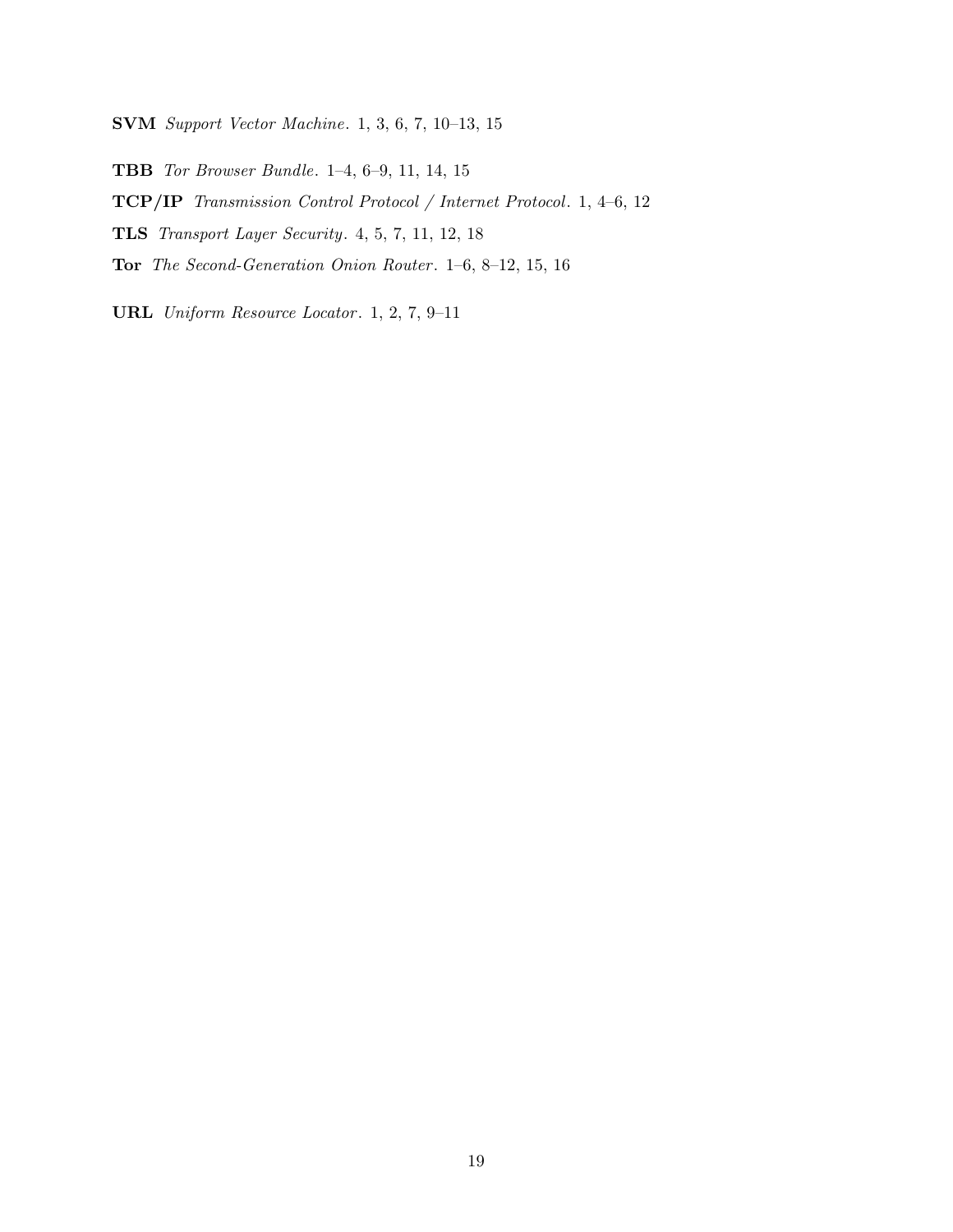**SVM** *Support Vector Machine*. 1, 3, 6, 7, 10–13, 15

**TBB** *Tor Browser Bundle*. 1–4, 6–9, 11, 14, 15

**TCP/IP** *Transmission Control Protocol / Internet Protocol*. 1, 4–6, 12

**TLS** *Transport Layer Security*. 4, 5, 7, 11, 12, 18

**Tor** *The Second-Generation Onion Router*. 1–6, 8–12, 15, 16

**URL** *Uniform Resource Locator*. 1, 2, 7, 9–11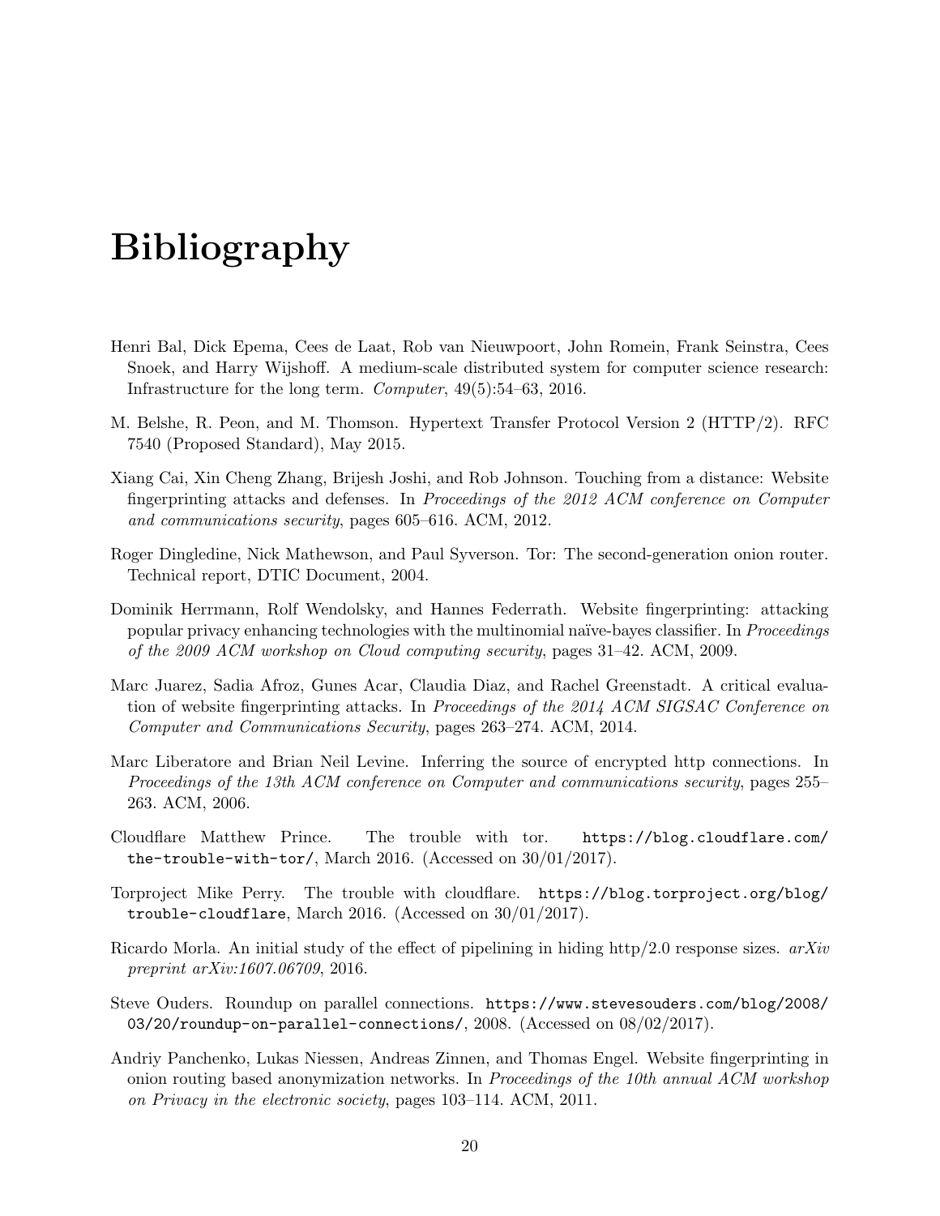# Bibliography

Henri Bal, Dick Epema, Cees de Laat, Rob van Nieuwpoort, John Romein, Frank Seinstra, Cees Snoek, and Harry Wijshoff. A medium-scale distributed system for computer science research: Infrastructure for the long term. *Computer*, 49(5):54–63, 2016.

M. Belshe, R. Peon, and M. Thomson. Hypertext Transfer Protocol Version 2 (HTTP/2). RFC 7540 (Proposed Standard), May 2015.

Xiang Cai, Xin Cheng Zhang, Brijesh Joshi, and Rob Johnson. Touching from a distance: Website fingerprinting attacks and defenses. In *Proceedings of the 2012 ACM conference on Computer and communications security*, pages 605–616. ACM, 2012.

Roger Dingledine, Nick Mathewson, and Paul Syverson. Tor: The second-generation onion router. Technical report, DTIC Document, 2004.

Dominik Herrmann, Rolf Wendolsky, and Hannes Federrath. Website fingerprinting: attacking popular privacy enhancing technologies with the multinomial naïve-bayes classifier. In *Proceedings of the 2009 ACM workshop on Cloud computing security*, pages 31–42. ACM, 2009.

Marc Juarez, Sadia Afroz, Gunes Acar, Claudia Diaz, and Rachel Greenstadt. A critical evaluation of website fingerprinting attacks. In *Proceedings of the 2014 ACM SIGSAC Conference on Computer and Communications Security*, pages 263–274. ACM, 2014.

Marc Liberatore and Brian Neil Levine. Inferring the source of encrypted http connections. In *Proceedings of the 13th ACM conference on Computer and communications security*, pages 255–263. ACM, 2006.

Cloudflare Matthew Prince. The trouble with tor. `https://blog.cloudflare.com/the-trouble-with-tor/`, March 2016. (Accessed on 30/01/2017).

Torproject Mike Perry. The trouble with cloudflare. `https://blog.torproject.org/blog/trouble-cloudflare`, March 2016. (Accessed on 30/01/2017).

Ricardo Morla. An initial study of the effect of pipelining in hiding http/2.0 response sizes. *arXiv preprint arXiv:1607.06709*, 2016.

Steve Ouders. Roundup on parallel connections. `https://www.stevesouders.com/blog/2008/03/20/roundup-on-parallel-connections/`, 2008. (Accessed on 08/02/2017).

Andriy Panchenko, Lukas Niessen, Andreas Zinnen, and Thomas Engel. Website fingerprinting in onion routing based anonymization networks. In *Proceedings of the 10th annual ACM workshop on Privacy in the electronic society*, pages 103–114. ACM, 2011.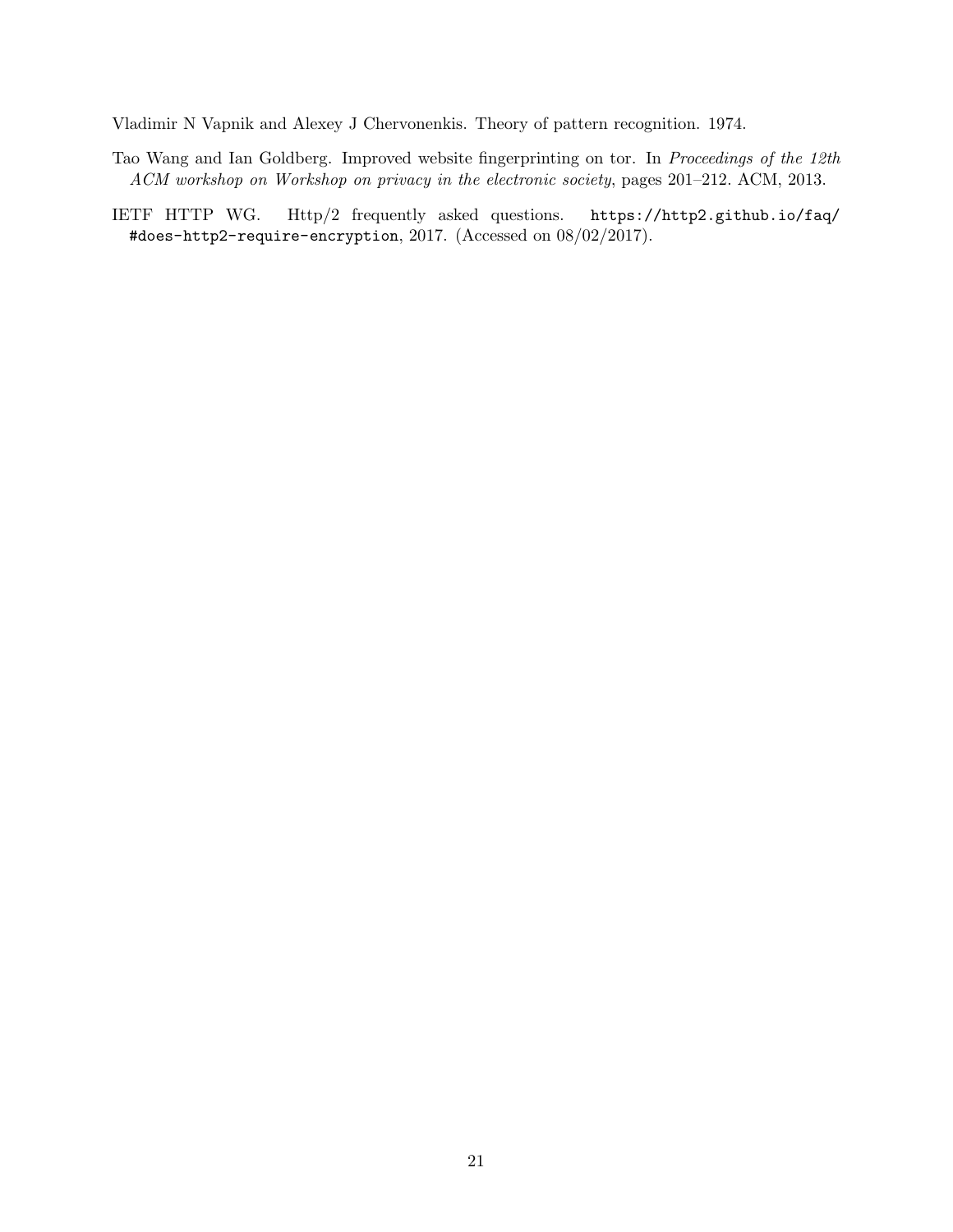Vladimir N Vapnik and Alexey J Chervonenkis. Theory of pattern recognition. 1974.

Tao Wang and Ian Goldberg. Improved website fingerprinting on tor. In *Proceedings of the 12th ACM workshop on Workshop on privacy in the electronic society*, pages 201–212. ACM, 2013.

IETF HTTP WG. Http/2 frequently asked questions. `https://http2.github.io/faq/#does-http2-require-encryption`, 2017. (Accessed on 08/02/2017).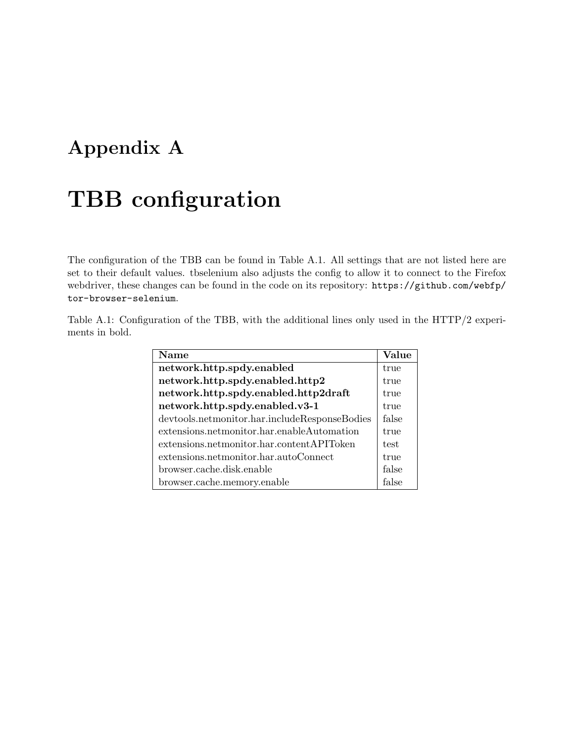# Appendix A

# TBB configuration

The configuration of the TBB can be found in Table A.1. All settings that are not listed here are set to their default values. tbselenium also adjusts the config to allow it to connect to the Firefox webdriver, these changes can be found in the code on its repository: `https://github.com/webfp/tor-browser-selenium`.

Table A.1: Configuration of the TBB, with the additional lines only used in the HTTP/2 experiments in bold.

| Name | Value |
|---|---|
| **network.http.spdy.enabled** | true |
| **network.http.spdy.enabled.http2** | true |
| **network.http.spdy.enabled.http2draft** | true |
| **network.http.spdy.enabled.v3-1** | true |
| devtools.netmonitor.har.includeResponseBodies | false |
| extensions.netmonitor.har.enableAutomation | true |
| extensions.netmonitor.har.contentAPIToken | test |
| extensions.netmonitor.har.autoConnect | true |
| browser.cache.disk.enable | false |
| browser.cache.memory.enable | false |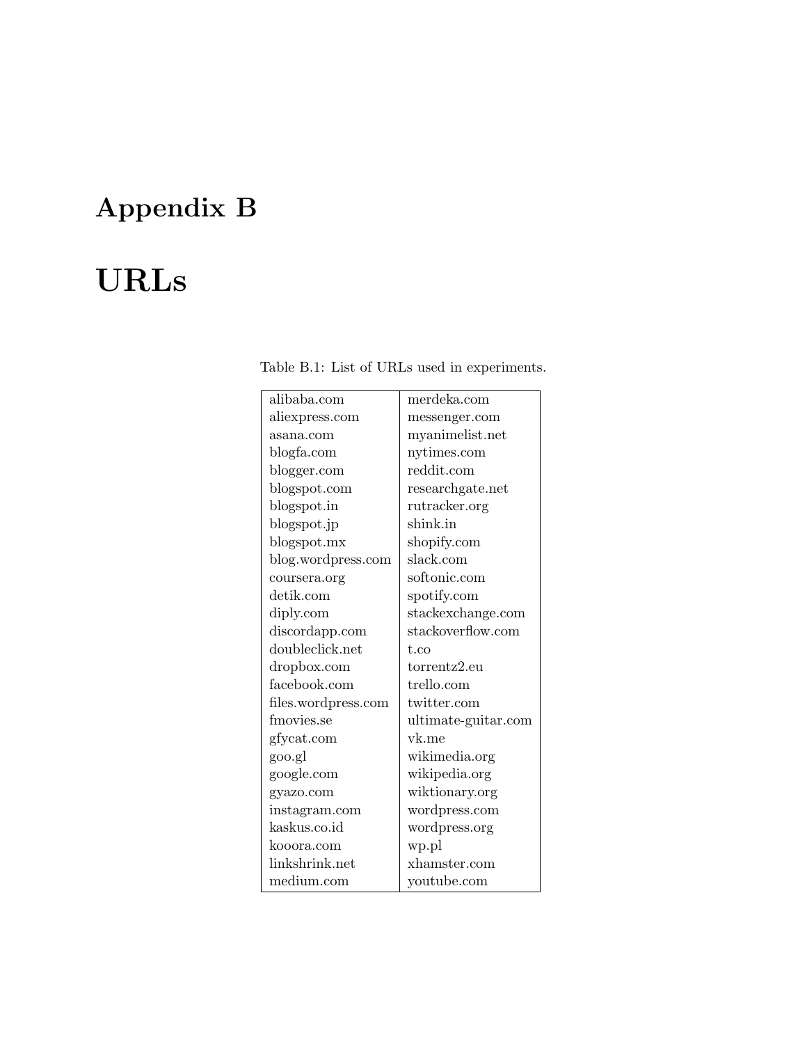# Appendix B

# URLs

Table B.1: List of URLs used in experiments.

| | |
|---|---|
| alibaba.com | merdeka.com |
| aliexpress.com | messenger.com |
| asana.com | myanimelist.net |
| blogfa.com | nytimes.com |
| blogger.com | reddit.com |
| blogspot.com | researchgate.net |
| blogspot.in | rutracker.org |
| blogspot.jp | shink.in |
| blogspot.mx | shopify.com |
| blog.wordpress.com | slack.com |
| coursera.org | softonic.com |
| detik.com | spotify.com |
| diply.com | stackexchange.com |
| discordapp.com | stackoverflow.com |
| doubleclick.net | t.co |
| dropbox.com | torrentz2.eu |
| facebook.com | trello.com |
| files.wordpress.com | twitter.com |
| fmovies.se | ultimate-guitar.com |
| gfycat.com | vk.me |
| goo.gl | wikimedia.org |
| google.com | wikipedia.org |
| gyazo.com | wiktionary.org |
| instagram.com | wordpress.com |
| kaskus.co.id | wordpress.org |
| kooora.com | wp.pl |
| linkshrink.net | xhamster.com |
| medium.com | youtube.com |